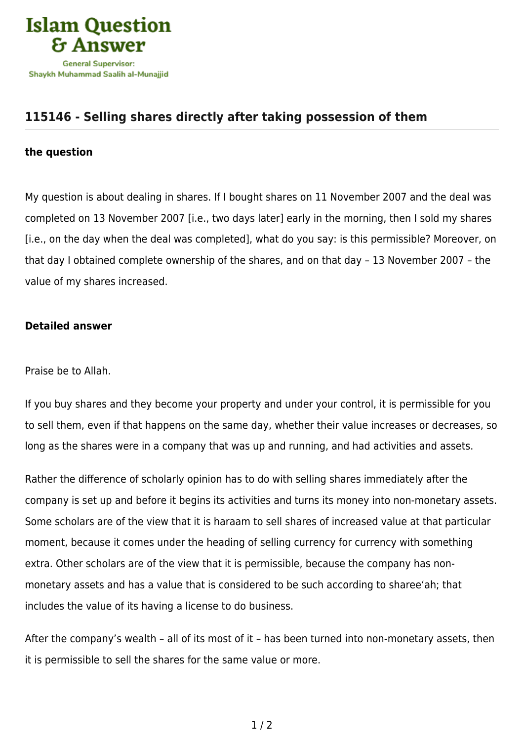# 115146 - Selling shares directly after taking possession of them

**the question**

My question is about dealing in shares. If I bought shares on 11 November 2007 and the deal was completed on 13 November 2007 [i.e., two days later] early in the morning, then I sold my shares [i.e., on the day when the deal was completed], what do you say: is this permissible? Moreover, on that day I obtained complete ownership of the shares, and on that day – 13 November 2007 – the value of my shares increased.

**Detailed answer**

Praise be to Allah.

If you buy shares and they become your property and under your control, it is permissible for you to sell them, even if that happens on the same day, whether their value increases or decreases, so long as the shares were in a company that was up and running, and had activities and assets.

Rather the difference of scholarly opinion has to do with selling shares immediately after the company is set up and before it begins its activities and turns its money into non-monetary assets. Some scholars are of the view that it is haraam to sell shares of increased value at that particular moment, because it comes under the heading of selling currency for currency with something extra. Other scholars are of the view that it is permissible, because the company has non-monetary assets and has a value that is considered to be such according to sharee'ah; that includes the value of its having a license to do business.

After the company's wealth – all of its most of it – has been turned into non-monetary assets, then it is permissible to sell the shares for the same value or more.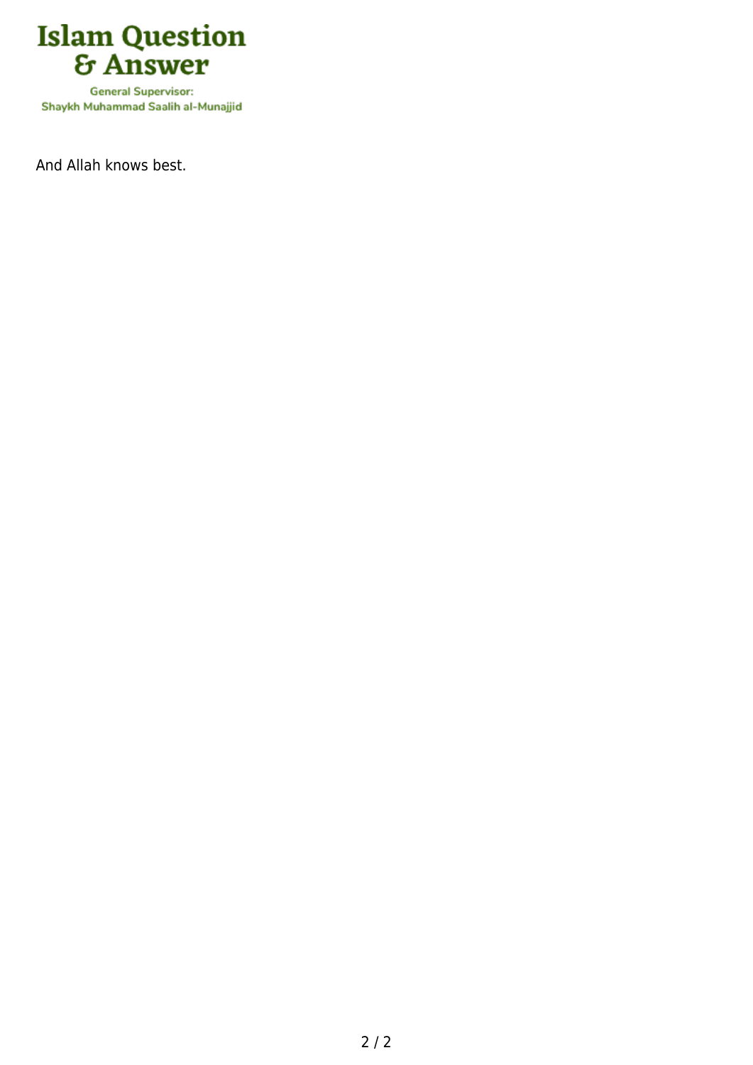And Allah knows best.